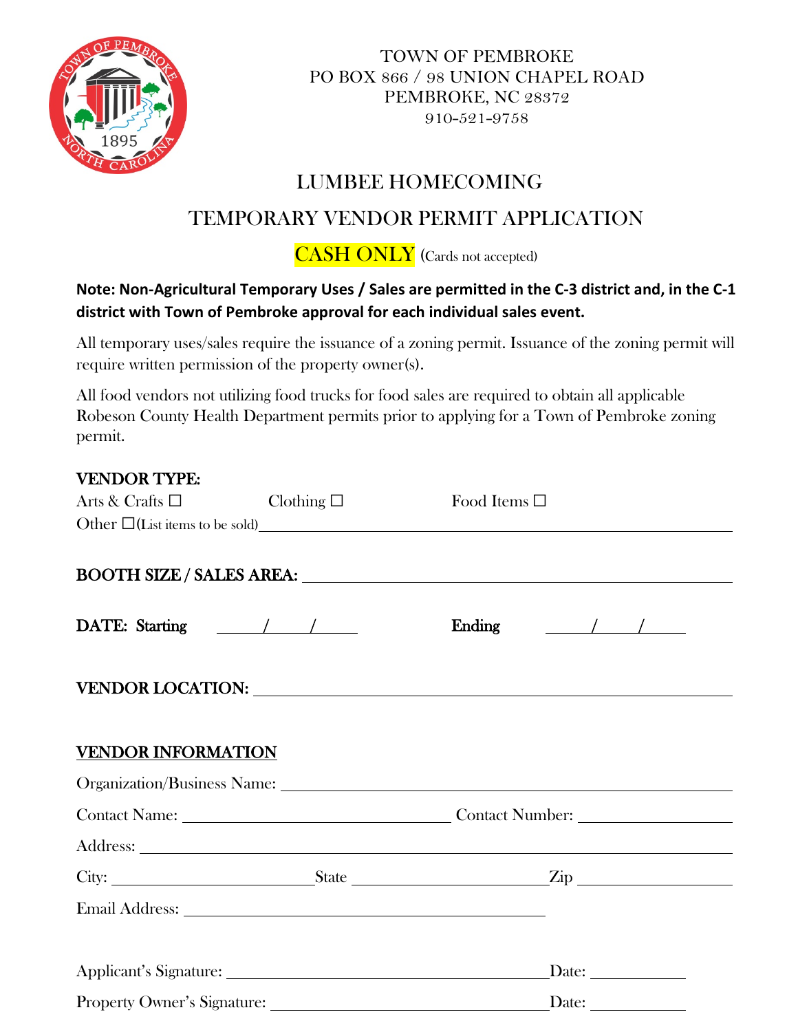TOWN OF PEMBROKE
PO BOX 866 / 98 UNION CHAPEL ROAD
PEMBROKE, NC 28372
910-521-9758

# LUMBEE HOMECOMING

# TEMPORARY VENDOR PERMIT APPLICATION

**CASH ONLY** (Cards not accepted)

**Note: Non-Agricultural Temporary Uses / Sales are permitted in the C-3 district and, in the C-1 district with Town of Pembroke approval for each individual sales event.**

All temporary uses/sales require the issuance of a zoning permit. Issuance of the zoning permit will require written permission of the property owner(s).

All food vendors not utilizing food trucks for food sales are required to obtain all applicable Robeson County Health Department permits prior to applying for a Town of Pembroke zoning permit.

**VENDOR TYPE:**

Arts & Crafts ☐ Clothing ☐ Food Items ☐

Other ☐(List items to be sold)\_\_\_\_\_\_\_\_\_\_\_\_\_\_\_\_\_\_\_\_\_\_\_\_\_\_\_\_\_\_\_\_\_\_\_\_\_\_\_\_

**BOOTH SIZE / SALES AREA:** \_\_\_\_\_\_\_\_\_\_\_\_\_\_\_\_\_\_\_\_\_\_\_\_\_\_\_\_\_\_\_\_\_\_\_\_\_\_\_\_

**DATE: Starting** \_\_\_\_/\_\_\_\_/\_\_\_\_ **Ending** \_\_\_\_/\_\_\_\_/\_\_\_\_

**VENDOR LOCATION:** \_\_\_\_\_\_\_\_\_\_\_\_\_\_\_\_\_\_\_\_\_\_\_\_\_\_\_\_\_\_\_\_\_\_\_\_\_\_\_\_

**VENDOR INFORMATION**

Organization/Business Name: \_\_\_\_\_\_\_\_\_\_\_\_\_\_\_\_\_\_\_\_\_\_\_\_\_\_\_\_\_\_\_\_\_\_\_\_\_\_\_\_

Contact Name: \_\_\_\_\_\_\_\_\_\_\_\_\_\_\_\_\_\_\_\_\_\_\_\_\_\_ Contact Number: \_\_\_\_\_\_\_\_\_\_\_\_\_\_\_\_

Address: \_\_\_\_\_\_\_\_\_\_\_\_\_\_\_\_\_\_\_\_\_\_\_\_\_\_\_\_\_\_\_\_\_\_\_\_\_\_\_\_

City: \_\_\_\_\_\_\_\_\_\_\_\_\_\_\_\_ State \_\_\_\_\_\_\_\_\_\_\_\_\_\_\_\_ Zip \_\_\_\_\_\_\_\_\_\_\_\_\_\_\_\_

Email Address: \_\_\_\_\_\_\_\_\_\_\_\_\_\_\_\_\_\_\_\_\_\_\_\_\_\_\_\_\_\_\_\_\_\_\_\_

Applicant's Signature: \_\_\_\_\_\_\_\_\_\_\_\_\_\_\_\_\_\_\_\_\_\_\_\_\_\_\_\_\_\_ Date: \_\_\_\_\_\_\_\_\_\_

Property Owner's Signature: \_\_\_\_\_\_\_\_\_\_\_\_\_\_\_\_\_\_\_\_\_\_\_\_\_\_\_\_\_\_ Date: \_\_\_\_\_\_\_\_\_\_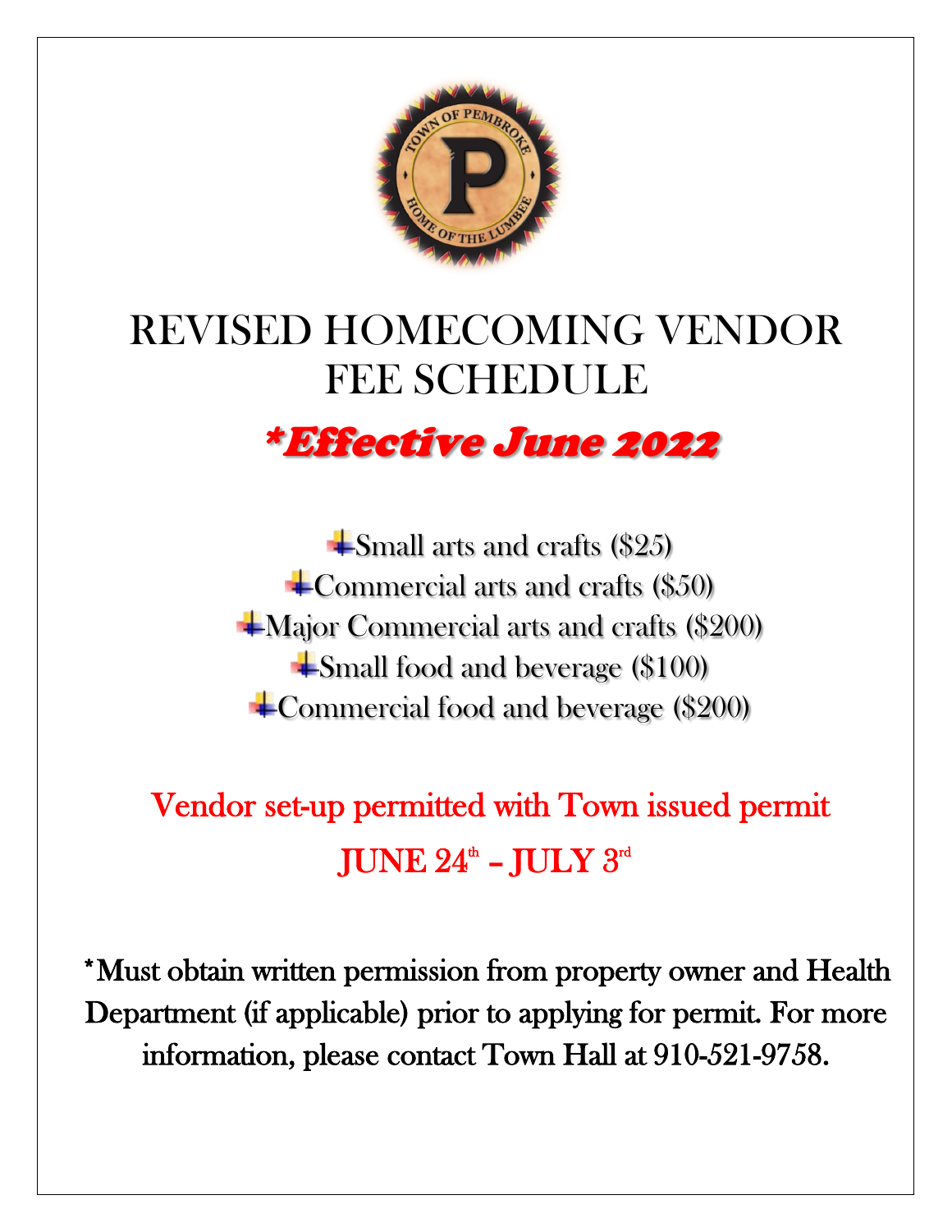# REVISED HOMECOMING VENDOR FEE SCHEDULE

## *Effective June 2022

- Small arts and crafts ($25)
- Commercial arts and crafts ($50)
- Major Commercial arts and crafts ($200)
- Small food and beverage ($100)
- Commercial food and beverage ($200)

Vendor set-up permitted with Town issued permit

JUNE 24th – JULY 3rd

*Must obtain written permission from property owner and Health Department (if applicable) prior to applying for permit. For more information, please contact Town Hall at 910-521-9758.